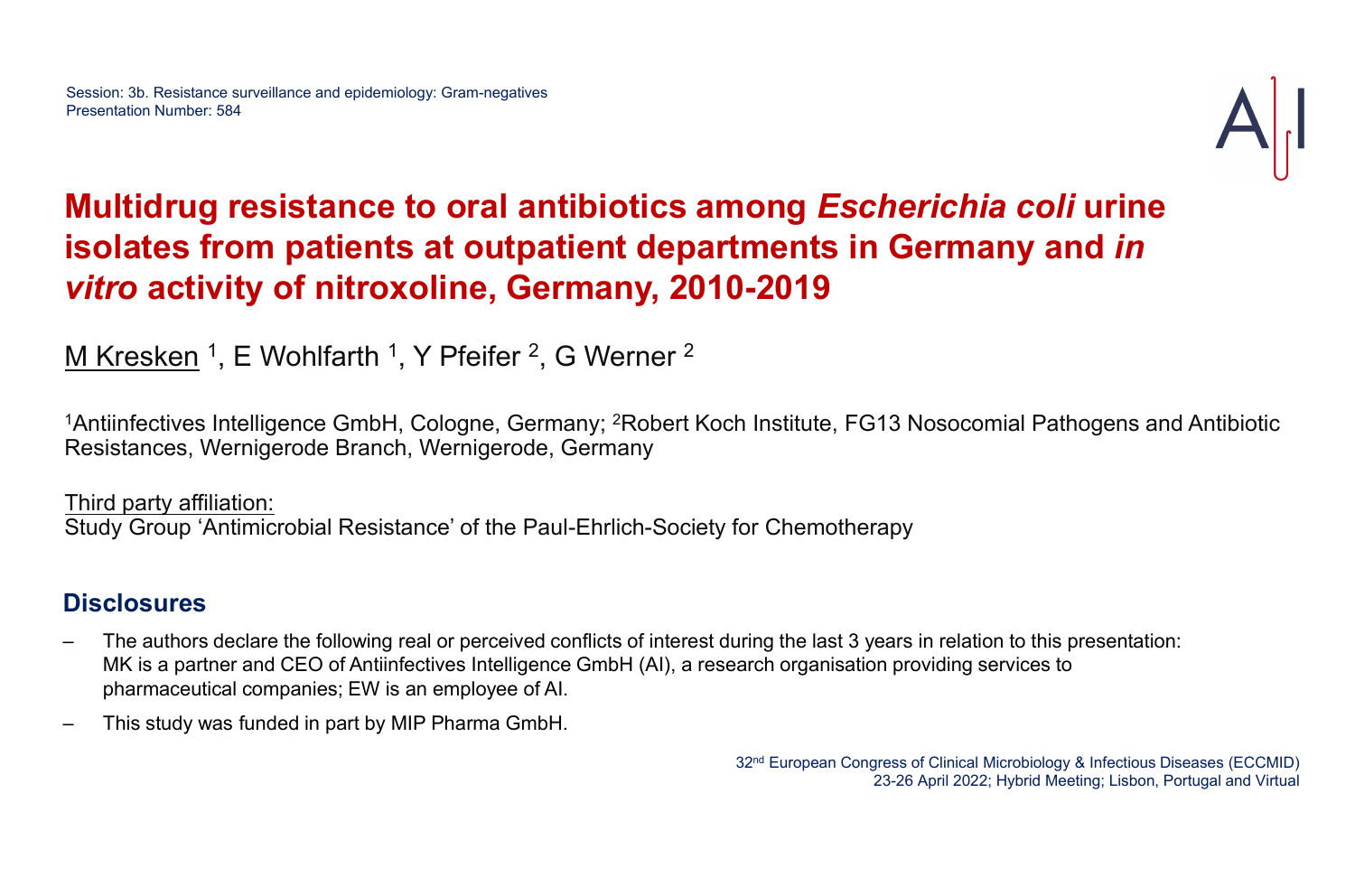Session: 3b. Resistance surveillance and epidemiology: Gram-negatives
Presentation Number: 584

# Multidrug resistance to oral antibiotics among *Escherichia coli* urine isolates from patients at outpatient departments in Germany and *in vitro* activity of nitroxoline, Germany, 2010-2019

M Kresken [1], E Wohlfarth [1], Y Pfeifer [2], G Werner [2]

[1]Antiinfectives Intelligence GmbH, Cologne, Germany; [2]Robert Koch Institute, FG13 Nosocomial Pathogens and Antibiotic Resistances, Wernigerode Branch, Wernigerode, Germany

Third party affiliation:
Study Group 'Antimicrobial Resistance' of the Paul-Ehrlich-Society for Chemotherapy

## Disclosures

– The authors declare the following real or perceived conflicts of interest during the last 3 years in relation to this presentation: MK is a partner and CEO of Antiinfectives Intelligence GmbH (AI), a research organisation providing services to pharmaceutical companies; EW is an employee of AI.

– This study was funded in part by MIP Pharma GmbH.

32nd European Congress of Clinical Microbiology & Infectious Diseases (ECCMID)
23-26 April 2022; Hybrid Meeting; Lisbon, Portugal and Virtual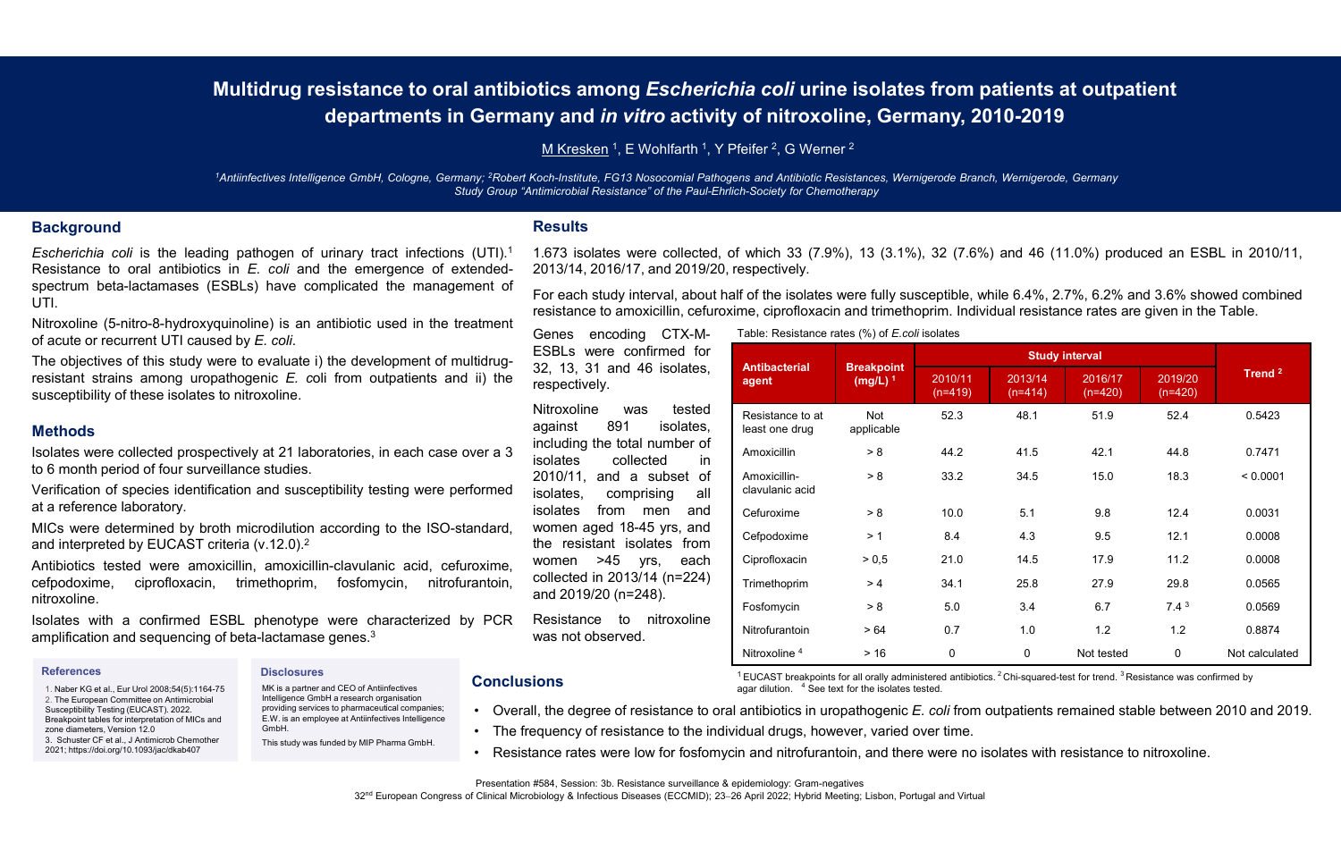# Multidrug resistance to oral antibiotics among *Escherichia coli* urine isolates from patients at outpatient departments in Germany and *in vitro* activity of nitroxoline, Germany, 2010-2019

M Kresken [1], E Wohlfarth [1], Y Pfeifer [2], G Werner [2]

*[1]Antiinfectives Intelligence GmbH, Cologne, Germany; [2]Robert Koch-Institute, FG13 Nosocomial Pathogens and Antibiotic Resistances, Wernigerode Branch, Wernigerode, Germany*
*Study Group "Antimicrobial Resistance" of the Paul-Ehrlich-Society for Chemotherapy*

## Background

*Escherichia coli* is the leading pathogen of urinary tract infections (UTI).[1] Resistance to oral antibiotics in *E. coli* and the emergence of extended-spectrum beta-lactamases (ESBLs) have complicated the management of UTI.

Nitroxoline (5-nitro-8-hydroxyquinoline) is an antibiotic used in the treatment of acute or recurrent UTI caused by *E. coli*.

The objectives of this study were to evaluate i) the development of multidrug-resistant strains among uropathogenic *E. coli* from outpatients and ii) the susceptibility of these isolates to nitroxoline.

## Methods

Isolates were collected prospectively at 21 laboratories, in each case over a 3 to 6 month period of four surveillance studies.

Verification of species identification and susceptibility testing were performed at a reference laboratory.

MICs were determined by broth microdilution according to the ISO-standard, and interpreted by EUCAST criteria (v.12.0).[2]

Antibiotics tested were amoxicillin, amoxicillin-clavulanic acid, cefuroxime, cefpodoxime, ciprofloxacin, trimethoprim, fosfomycin, nitrofurantoin, nitroxoline.

Isolates with a confirmed ESBL phenotype were characterized by PCR amplification and sequencing of beta-lactamase genes.[3]

## Results

1.673 isolates were collected, of which 33 (7.9%), 13 (3.1%), 32 (7.6%) and 46 (11.0%) produced an ESBL in 2010/11, 2013/14, 2016/17, and 2019/20, respectively.

For each study interval, about half of the isolates were fully susceptible, while 6.4%, 2.7%, 6.2% and 3.6% showed combined resistance to amoxicillin, cefuroxime, ciprofloxacin and trimethoprim. Individual resistance rates are given in the Table.

Genes encoding CTX-M-ESBLs were confirmed for 32, 13, 31 and 46 isolates, respectively.

Nitroxoline was tested against 891 isolates, including the total number of isolates collected in 2010/11, and a subset of isolates, comprising all isolates from men and women aged 18-45 yrs, and the resistant isolates from women >45 yrs, each collected in 2013/14 (n=224) and 2019/20 (n=248).

Resistance to nitroxoline was not observed.

Table: Resistance rates (%) of *E.coli* isolates

| Antibacterial agent | Breakpoint (mg/L) [1] | Study interval | | | | Trend [2] |
|---|---|---|---|---|---|---|
| | | 2010/11 (n=419) | 2013/14 (n=414) | 2016/17 (n=420) | 2019/20 (n=420) | |
| Resistance to at least one drug | Not applicable | 52.3 | 48.1 | 51.9 | 52.4 | 0.5423 |
| Amoxicillin | > 8 | 44.2 | 41.5 | 42.1 | 44.8 | 0.7471 |
| Amoxicillin-clavulanic acid | > 8 | 33.2 | 34.5 | 15.0 | 18.3 | < 0.0001 |
| Cefuroxime | > 8 | 10.0 | 5.1 | 9.8 | 12.4 | 0.0031 |
| Cefpodoxime | > 1 | 8.4 | 4.3 | 9.5 | 12.1 | 0.0008 |
| Ciprofloxacin | > 0,5 | 21.0 | 14.5 | 17.9 | 11.2 | 0.0008 |
| Trimethoprim | > 4 | 34.1 | 25.8 | 27.9 | 29.8 | 0.0565 |
| Fosfomycin | > 8 | 5.0 | 3.4 | 6.7 | 7.4 [3] | 0.0569 |
| Nitrofurantoin | > 64 | 0.7 | 1.0 | 1.2 | 1.2 | 0.8874 |
| Nitroxoline [4] | > 16 | 0 | 0 | Not tested | 0 | Not calculated |

[1] EUCAST breakpoints for all orally administered antibiotics. [2] Chi-squared-test for trend. [3] Resistance was confirmed by agar dilution. [4] See text for the isolates tested.

## Conclusions

- Overall, the degree of resistance to oral antibiotics in uropathogenic *E. coli* from outpatients remained stable between 2010 and 2019.
- The frequency of resistance to the individual drugs, however, varied over time.
- Resistance rates were low for fosfomycin and nitrofurantoin, and there were no isolates with resistance to nitroxoline.

### References

1. Naber KG et al., Eur Urol 2008;54(5):1164-75
2. The European Committee on Antimicrobial Susceptibility Testing (EUCAST). 2022. Breakpoint tables for interpretation of MICs and zone diameters, Version 12.0
3. Schuster CF et al., J Antimicrob Chemother 2021; https://doi.org/10.1093/jac/dkab407

### Disclosures

MK is a partner and CEO of Antiinfectives Intelligence GmbH a research organisation providing services to pharmaceutical companies; E.W. is an employee at Antiinfectives Intelligence GmbH.

This study was funded by MIP Pharma GmbH.

Presentation #584, Session: 3b. Resistance surveillance & epidemiology: Gram-negatives

32nd European Congress of Clinical Microbiology & Infectious Diseases (ECCMID); 23–26 April 2022; Hybrid Meeting; Lisbon, Portugal and Virtual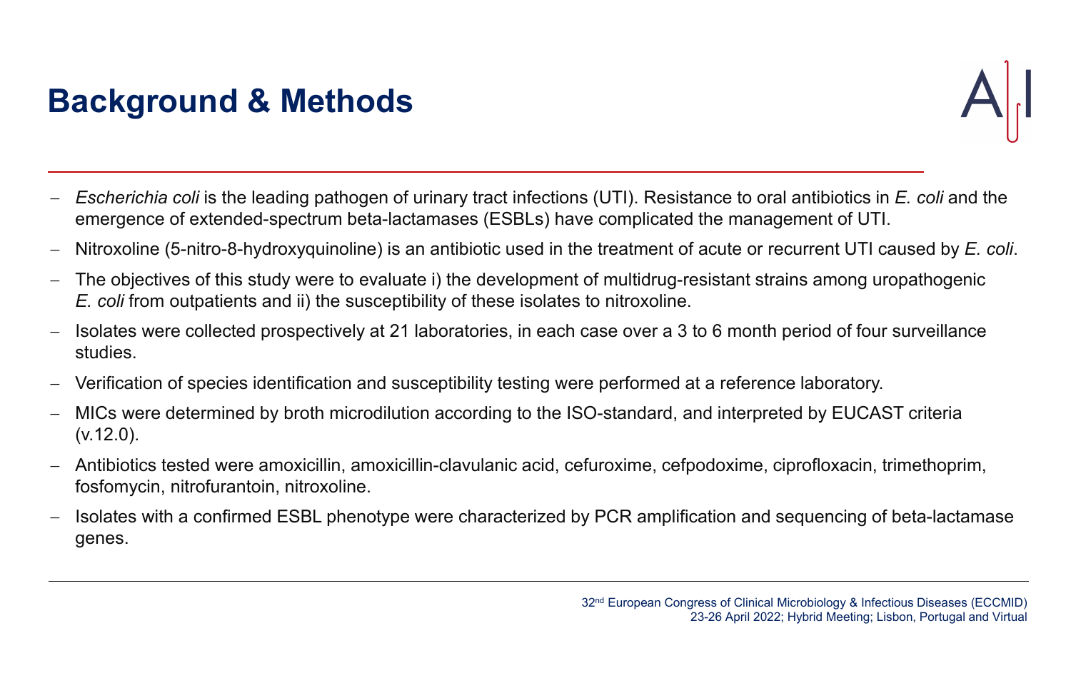# Background & Methods

- *Escherichia coli* is the leading pathogen of urinary tract infections (UTI). Resistance to oral antibiotics in *E. coli* and the emergence of extended-spectrum beta-lactamases (ESBLs) have complicated the management of UTI.
- Nitroxoline (5-nitro-8-hydroxyquinoline) is an antibiotic used in the treatment of acute or recurrent UTI caused by *E. coli*.
- The objectives of this study were to evaluate i) the development of multidrug-resistant strains among uropathogenic *E. coli* from outpatients and ii) the susceptibility of these isolates to nitroxoline.
- Isolates were collected prospectively at 21 laboratories, in each case over a 3 to 6 month period of four surveillance studies.
- Verification of species identification and susceptibility testing were performed at a reference laboratory.
- MICs were determined by broth microdilution according to the ISO-standard, and interpreted by EUCAST criteria (v.12.0).
- Antibiotics tested were amoxicillin, amoxicillin-clavulanic acid, cefuroxime, cefpodoxime, ciprofloxacin, trimethoprim, fosfomycin, nitrofurantoin, nitroxoline.
- Isolates with a confirmed ESBL phenotype were characterized by PCR amplification and sequencing of beta-lactamase genes.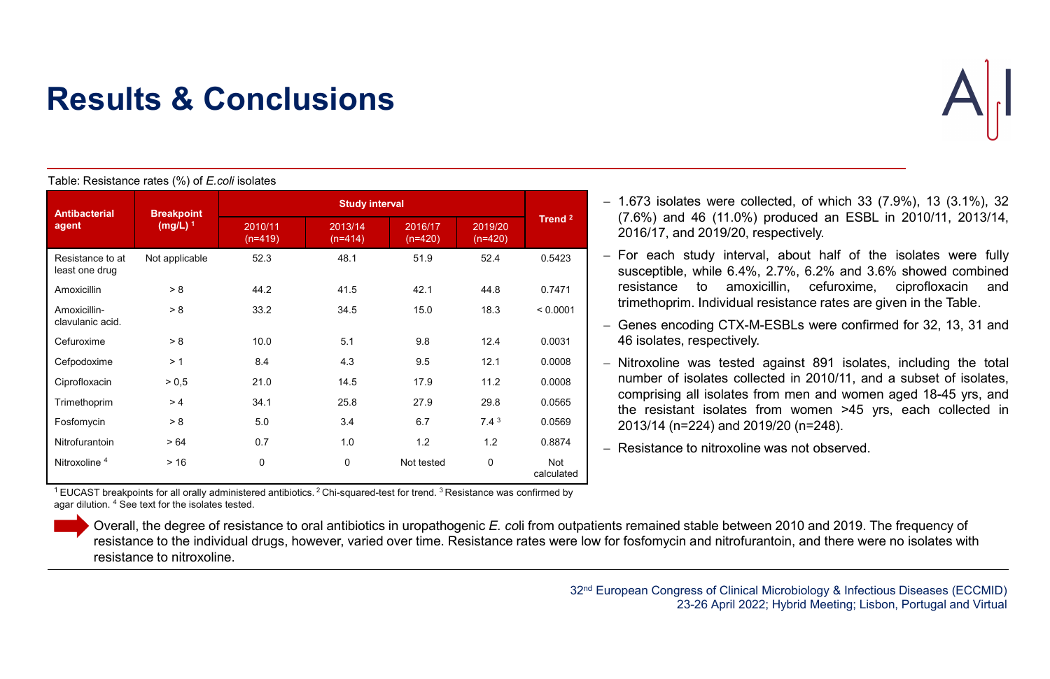# Results & Conclusions

Table: Resistance rates (%) of *E.coli* isolates

| Antibacterial agent | Breakpoint (mg/L) [1] | Study interval | | | | Trend [2] |
|---|---|---|---|---|---|---|
| | | 2010/11 (n=419) | 2013/14 (n=414) | 2016/17 (n=420) | 2019/20 (n=420) | |
| Resistance to at least one drug | Not applicable | 52.3 | 48.1 | 51.9 | 52.4 | 0.5423 |
| Amoxicillin | > 8 | 44.2 | 41.5 | 42.1 | 44.8 | 0.7471 |
| Amoxicillin-clavulanic acid. | > 8 | 33.2 | 34.5 | 15.0 | 18.3 | < 0.0001 |
| Cefuroxime | > 8 | 10.0 | 5.1 | 9.8 | 12.4 | 0.0031 |
| Cefpodoxime | > 1 | 8.4 | 4.3 | 9.5 | 12.1 | 0.0008 |
| Ciprofloxacin | > 0,5 | 21.0 | 14.5 | 17.9 | 11.2 | 0.0008 |
| Trimethoprim | > 4 | 34.1 | 25.8 | 27.9 | 29.8 | 0.0565 |
| Fosfomycin | > 8 | 5.0 | 3.4 | 6.7 | 7.4 [3] | 0.0569 |
| Nitrofurantoin | > 64 | 0.7 | 1.0 | 1.2 | 1.2 | 0.8874 |
| Nitroxoline [4] | > 16 | 0 | 0 | Not tested | 0 | Not calculated |

[1] EUCAST breakpoints for all orally administered antibiotics. [2] Chi-squared-test for trend. [3] Resistance was confirmed by agar dilution. [4] See text for the isolates tested.

- 1.673 isolates were collected, of which 33 (7.9%), 13 (3.1%), 32 (7.6%) and 46 (11.0%) produced an ESBL in 2010/11, 2013/14, 2016/17, and 2019/20, respectively.
- For each study interval, about half of the isolates were fully susceptible, while 6.4%, 2.7%, 6.2% and 3.6% showed combined resistance to amoxicillin, cefuroxime, ciprofloxacin and trimethoprim. Individual resistance rates are given in the Table.
- Genes encoding CTX-M-ESBLs were confirmed for 32, 13, 31 and 46 isolates, respectively.
- Nitroxoline was tested against 891 isolates, including the total number of isolates collected in 2010/11, and a subset of isolates, comprising all isolates from men and women aged 18-45 yrs, and the resistant isolates from women >45 yrs, each collected in 2013/14 (n=224) and 2019/20 (n=248).
- Resistance to nitroxoline was not observed.

Overall, the degree of resistance to oral antibiotics in uropathogenic *E. coli* from outpatients remained stable between 2010 and 2019. The frequency of resistance to the individual drugs, however, varied over time. Resistance rates were low for fosfomycin and nitrofurantoin, and there were no isolates with resistance to nitroxoline.